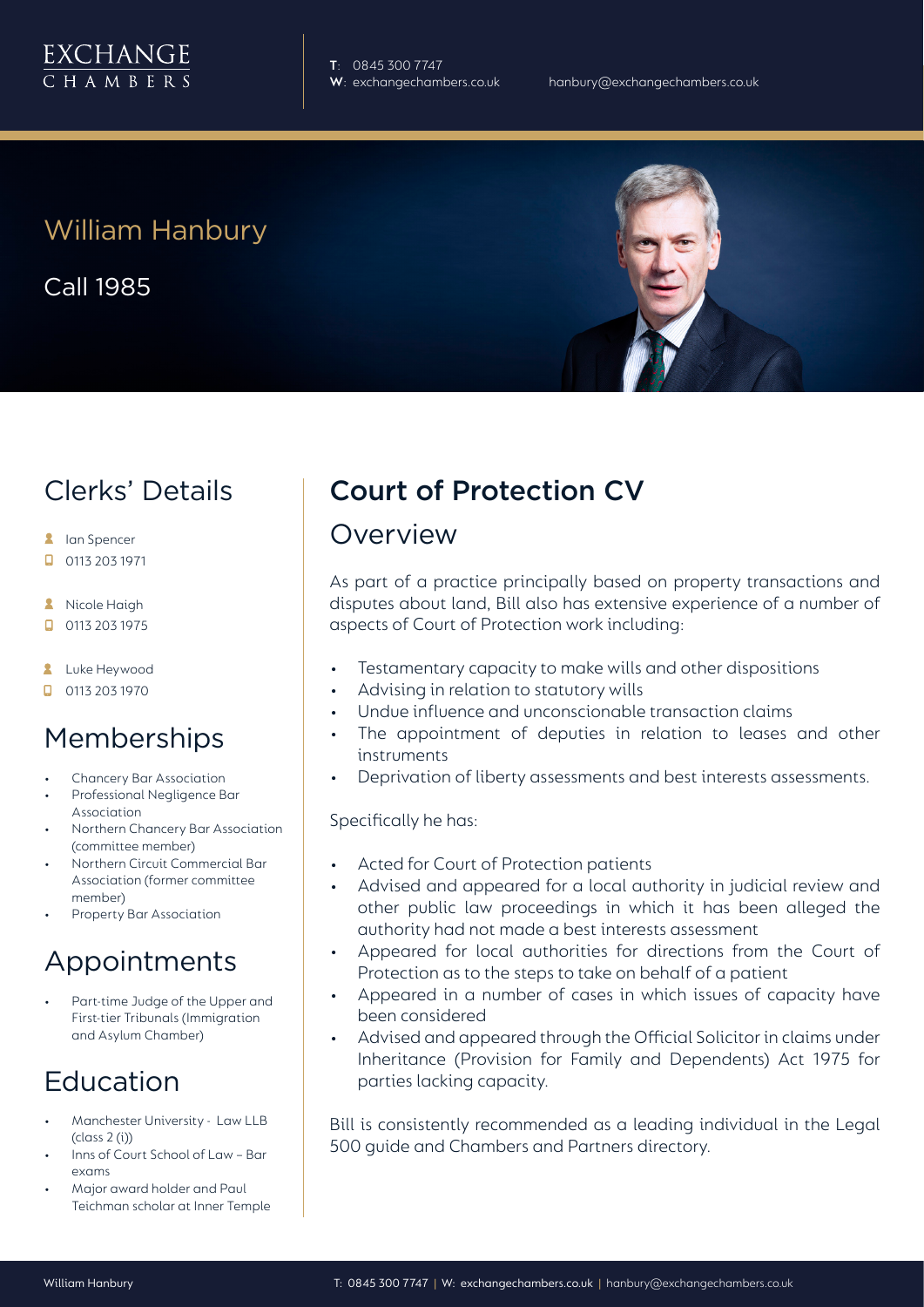EXCHANGE CHAMBERS

**T**: 0845 300 7747
**W**: exchangechambers.co.uk
hanbury@exchangechambers.co.uk

# William Hanbury

Call 1985

## Clerks' Details

- Ian Spencer
- 0113 203 1971

- Nicole Haigh
- 0113 203 1975

- Luke Heywood
- 0113 203 1970

## Memberships

- Chancery Bar Association
- Professional Negligence Bar Association
- Northern Chancery Bar Association (committee member)
- Northern Circuit Commercial Bar Association (former committee member)
- Property Bar Association

## Appointments

- Part-time Judge of the Upper and First-tier Tribunals (Immigration and Asylum Chamber)

## Education

- Manchester University - Law LLB (class 2 (i))
- Inns of Court School of Law – Bar exams
- Major award holder and Paul Teichman scholar at Inner Temple

## Court of Protection CV

### Overview

As part of a practice principally based on property transactions and disputes about land, Bill also has extensive experience of a number of aspects of Court of Protection work including:

- Testamentary capacity to make wills and other dispositions
- Advising in relation to statutory wills
- Undue influence and unconscionable transaction claims
- The appointment of deputies in relation to leases and other instruments
- Deprivation of liberty assessments and best interests assessments.

Specifically he has:

- Acted for Court of Protection patients
- Advised and appeared for a local authority in judicial review and other public law proceedings in which it has been alleged the authority had not made a best interests assessment
- Appeared for local authorities for directions from the Court of Protection as to the steps to take on behalf of a patient
- Appeared in a number of cases in which issues of capacity have been considered
- Advised and appeared through the Official Solicitor in claims under Inheritance (Provision for Family and Dependents) Act 1975 for parties lacking capacity.

Bill is consistently recommended as a leading individual in the Legal 500 guide and Chambers and Partners directory.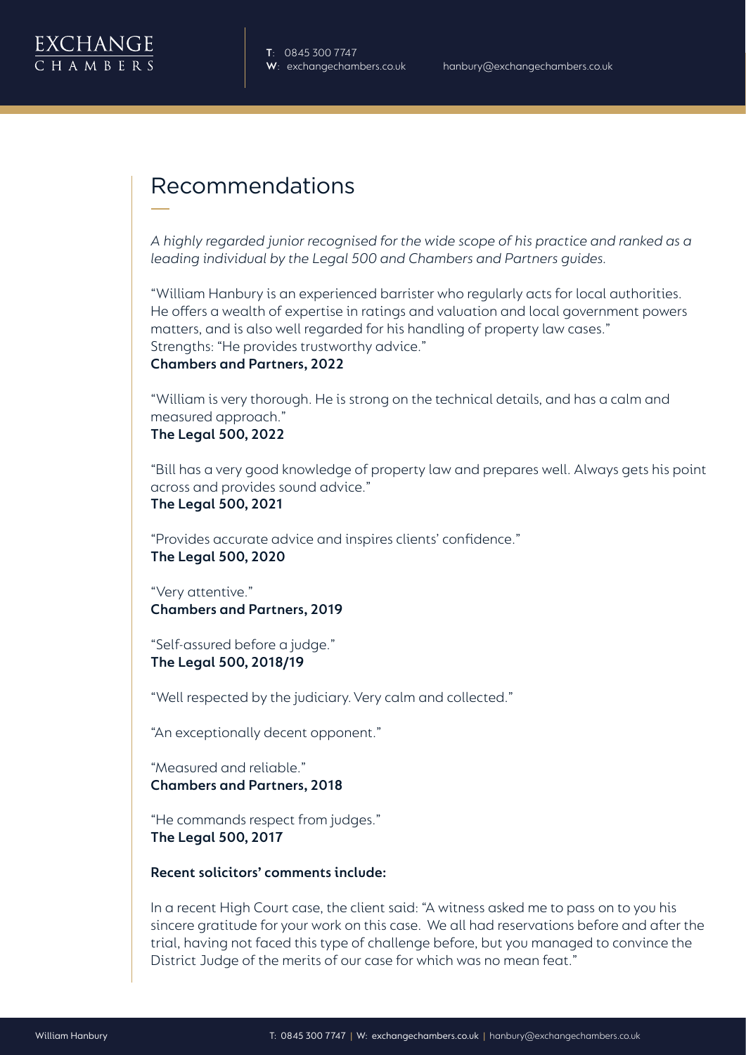## Recommendations

*A highly regarded junior recognised for the wide scope of his practice and ranked as a leading individual by the Legal 500 and Chambers and Partners guides.*

"William Hanbury is an experienced barrister who regularly acts for local authorities. He offers a wealth of expertise in ratings and valuation and local government powers matters, and is also well regarded for his handling of property law cases."
Strengths: "He provides trustworthy advice."
**Chambers and Partners, 2022**

"William is very thorough. He is strong on the technical details, and has a calm and measured approach."
**The Legal 500, 2022**

"Bill has a very good knowledge of property law and prepares well. Always gets his point across and provides sound advice."
**The Legal 500, 2021**

"Provides accurate advice and inspires clients' confidence."
**The Legal 500, 2020**

"Very attentive."
**Chambers and Partners, 2019**

"Self-assured before a judge."
**The Legal 500, 2018/19**

"Well respected by the judiciary. Very calm and collected."

"An exceptionally decent opponent."

"Measured and reliable."
**Chambers and Partners, 2018**

"He commands respect from judges."
**The Legal 500, 2017**

**Recent solicitors' comments include:**

In a recent High Court case, the client said: "A witness asked me to pass on to you his sincere gratitude for your work on this case.  We all had reservations before and after the trial, having not faced this type of challenge before, but you managed to convince the District Judge of the merits of our case for which was no mean feat."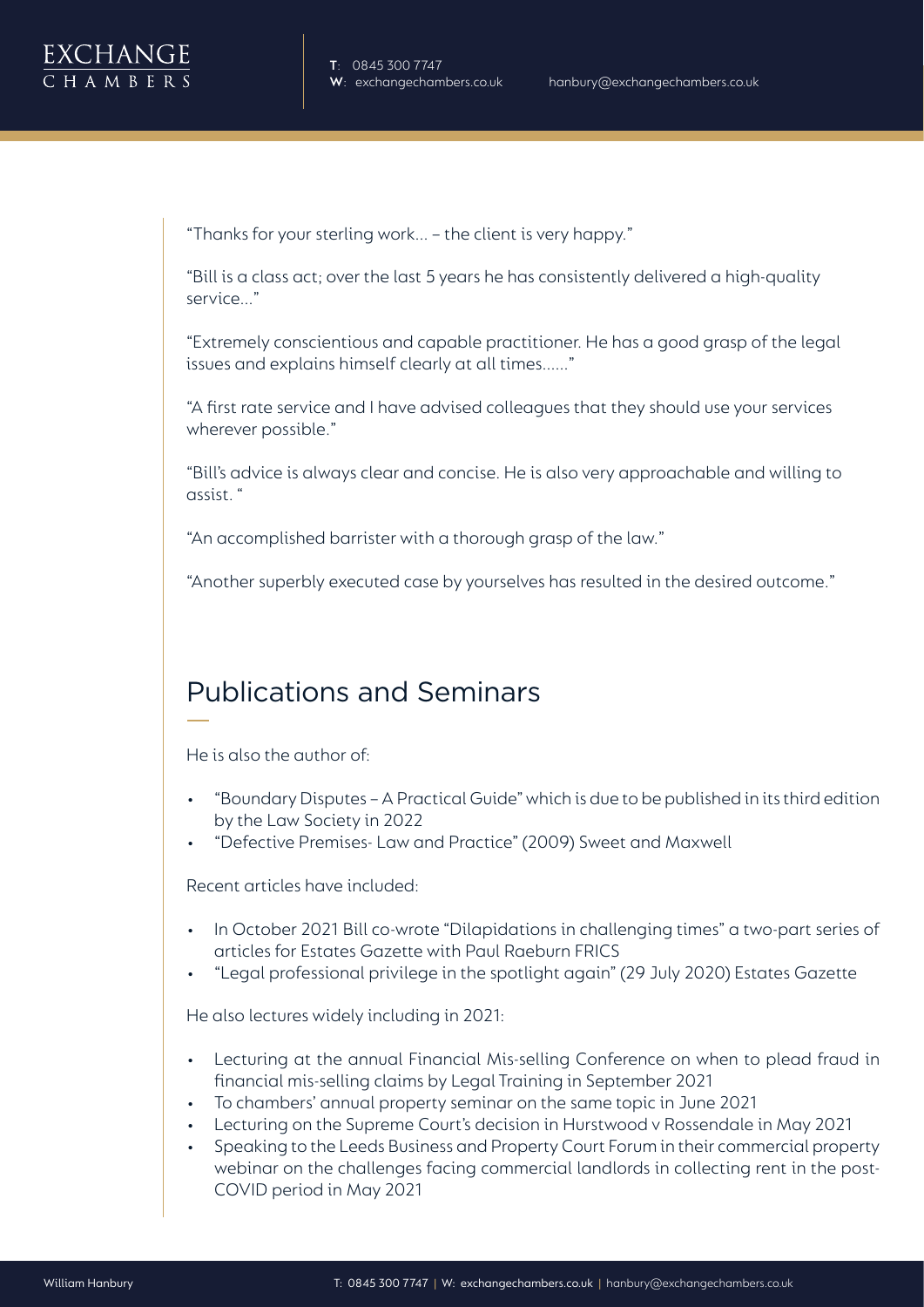"Thanks for your sterling work... – the client is very happy."

"Bill is a class act; over the last 5 years he has consistently delivered a high-quality service..."

"Extremely conscientious and capable practitioner. He has a good grasp of the legal issues and explains himself clearly at all times......"

"A first rate service and I have advised colleagues that they should use your services wherever possible."

"Bill's advice is always clear and concise. He is also very approachable and willing to assist. "

"An accomplished barrister with a thorough grasp of the law."

"Another superbly executed case by yourselves has resulted in the desired outcome."

## Publications and Seminars

He is also the author of:

- "Boundary Disputes – A Practical Guide" which is due to be published in its third edition by the Law Society in 2022
- "Defective Premises- Law and Practice" (2009) Sweet and Maxwell

Recent articles have included:

- In October 2021 Bill co-wrote "Dilapidations in challenging times" a two-part series of articles for Estates Gazette with Paul Raeburn FRICS
- "Legal professional privilege in the spotlight again" (29 July 2020) Estates Gazette

He also lectures widely including in 2021:

- Lecturing at the annual Financial Mis-selling Conference on when to plead fraud in financial mis-selling claims by Legal Training in September 2021
- To chambers' annual property seminar on the same topic in June 2021
- Lecturing on the Supreme Court's decision in Hurstwood v Rossendale in May 2021
- Speaking to the Leeds Business and Property Court Forum in their commercial property webinar on the challenges facing commercial landlords in collecting rent in the post-COVID period in May 2021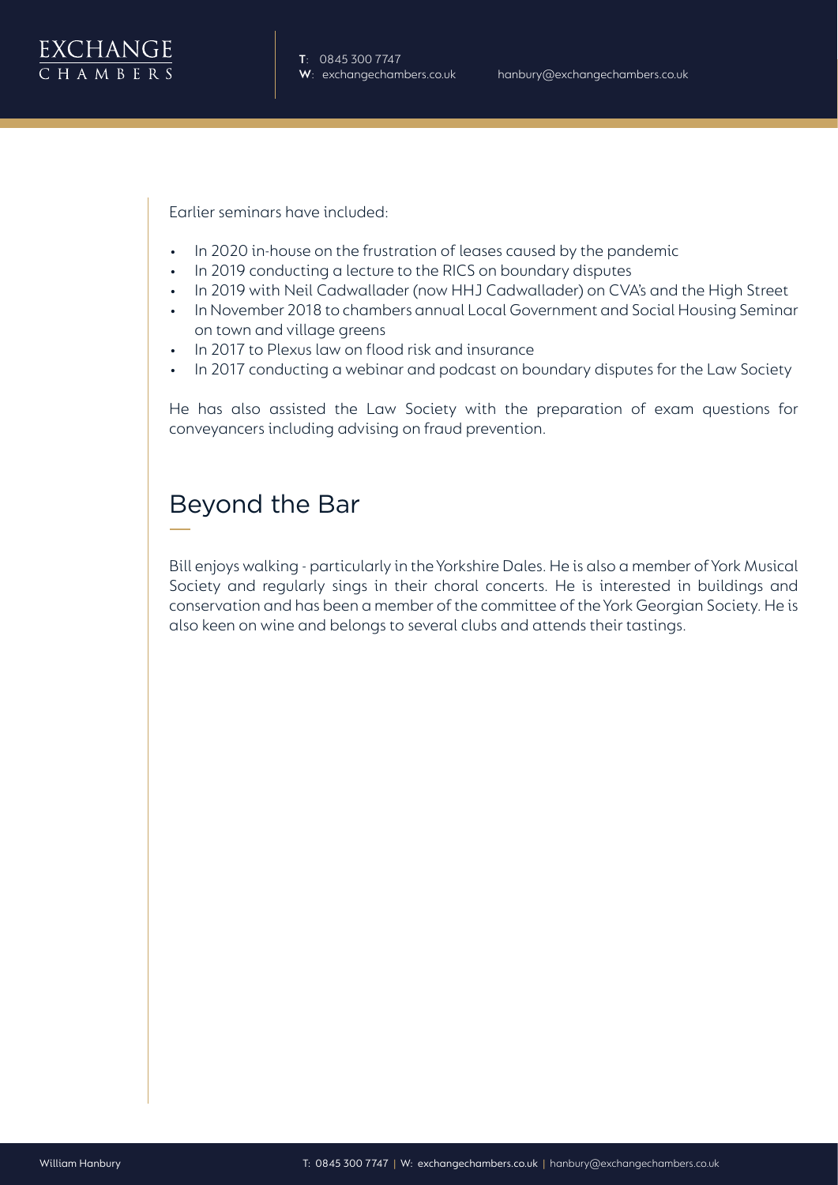Earlier seminars have included:

- In 2020 in-house on the frustration of leases caused by the pandemic
- In 2019 conducting a lecture to the RICS on boundary disputes
- In 2019 with Neil Cadwallader (now HHJ Cadwallader) on CVA's and the High Street
- In November 2018 to chambers annual Local Government and Social Housing Seminar on town and village greens
- In 2017 to Plexus law on flood risk and insurance
- In 2017 conducting a webinar and podcast on boundary disputes for the Law Society

He has also assisted the Law Society with the preparation of exam questions for conveyancers including advising on fraud prevention.

## Beyond the Bar

Bill enjoys walking - particularly in the Yorkshire Dales. He is also a member of York Musical Society and regularly sings in their choral concerts. He is interested in buildings and conservation and has been a member of the committee of the York Georgian Society. He is also keen on wine and belongs to several clubs and attends their tastings.